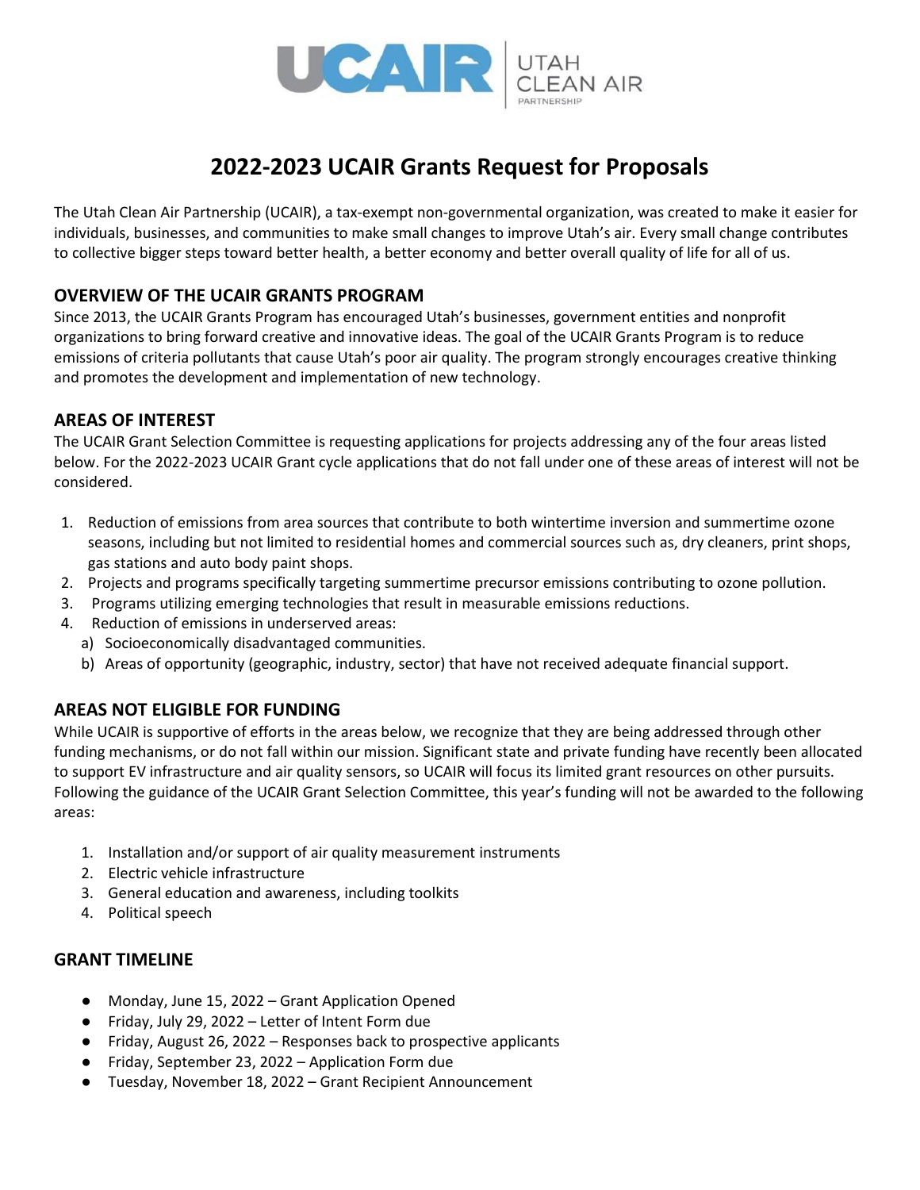# 2022-2023 UCAIR Grants Request for Proposals

The Utah Clean Air Partnership (UCAIR), a tax-exempt non-governmental organization, was created to make it easier for individuals, businesses, and communities to make small changes to improve Utah's air. Every small change contributes to collective bigger steps toward better health, a better economy and better overall quality of life for all of us.

## OVERVIEW OF THE UCAIR GRANTS PROGRAM

Since 2013, the UCAIR Grants Program has encouraged Utah's businesses, government entities and nonprofit organizations to bring forward creative and innovative ideas. The goal of the UCAIR Grants Program is to reduce emissions of criteria pollutants that cause Utah's poor air quality. The program strongly encourages creative thinking and promotes the development and implementation of new technology.

## AREAS OF INTEREST

The UCAIR Grant Selection Committee is requesting applications for projects addressing any of the four areas listed below. For the 2022-2023 UCAIR Grant cycle applications that do not fall under one of these areas of interest will not be considered.

1. Reduction of emissions from area sources that contribute to both wintertime inversion and summertime ozone seasons, including but not limited to residential homes and commercial sources such as, dry cleaners, print shops, gas stations and auto body paint shops.
2. Projects and programs specifically targeting summertime precursor emissions contributing to ozone pollution.
3. Programs utilizing emerging technologies that result in measurable emissions reductions.
4. Reduction of emissions in underserved areas:
   a) Socioeconomically disadvantaged communities.
   b) Areas of opportunity (geographic, industry, sector) that have not received adequate financial support.

## AREAS NOT ELIGIBLE FOR FUNDING

While UCAIR is supportive of efforts in the areas below, we recognize that they are being addressed through other funding mechanisms, or do not fall within our mission. Significant state and private funding have recently been allocated to support EV infrastructure and air quality sensors, so UCAIR will focus its limited grant resources on other pursuits. Following the guidance of the UCAIR Grant Selection Committee, this year's funding will not be awarded to the following areas:

1. Installation and/or support of air quality measurement instruments
2. Electric vehicle infrastructure
3. General education and awareness, including toolkits
4. Political speech

## GRANT TIMELINE

- Monday, June 15, 2022 – Grant Application Opened
- Friday, July 29, 2022 – Letter of Intent Form due
- Friday, August 26, 2022 – Responses back to prospective applicants
- Friday, September 23, 2022 – Application Form due
- Tuesday, November 18, 2022 – Grant Recipient Announcement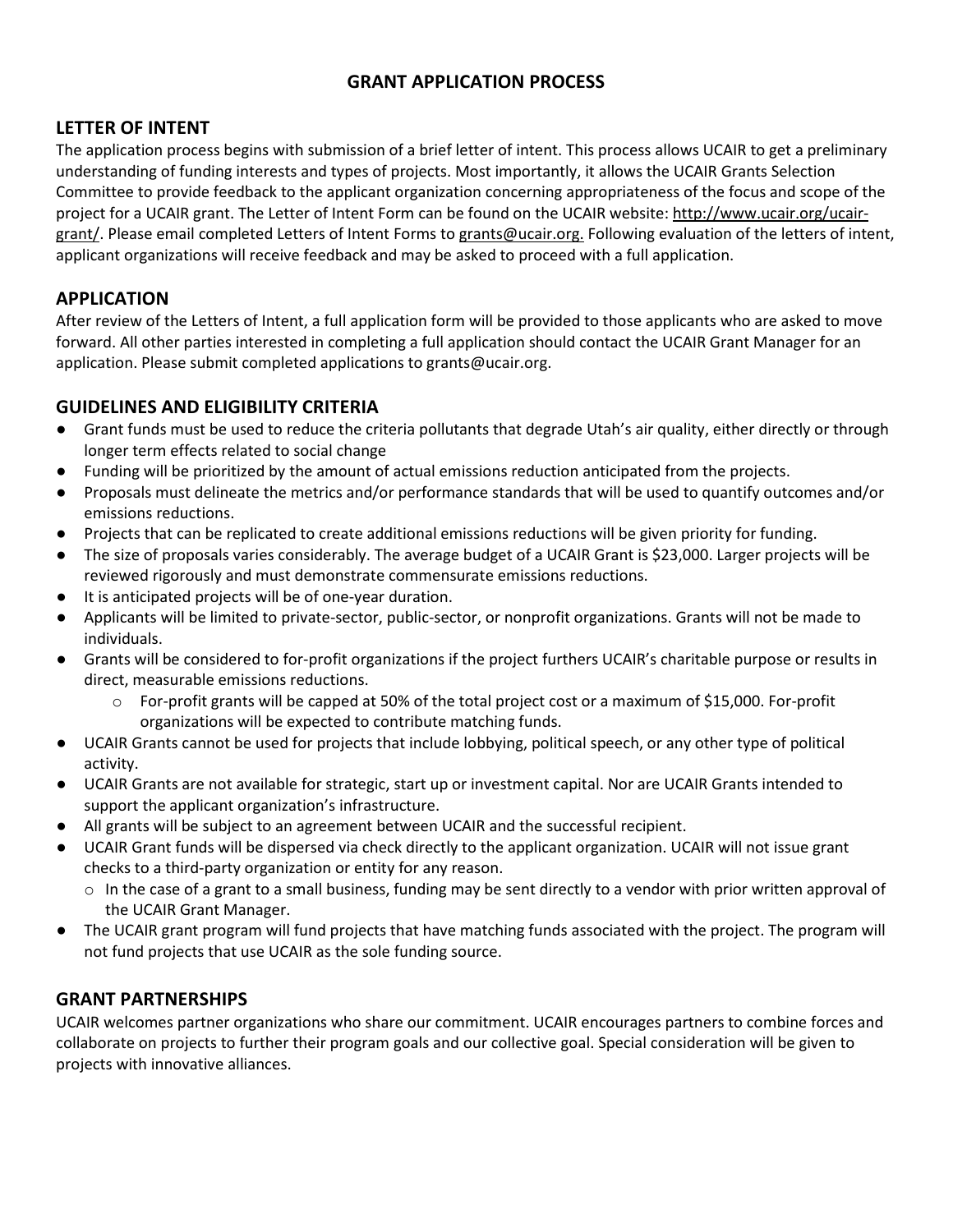# GRANT APPLICATION PROCESS

## LETTER OF INTENT

The application process begins with submission of a brief letter of intent. This process allows UCAIR to get a preliminary understanding of funding interests and types of projects. Most importantly, it allows the UCAIR Grants Selection Committee to provide feedback to the applicant organization concerning appropriateness of the focus and scope of the project for a UCAIR grant. The Letter of Intent Form can be found on the UCAIR website: http://www.ucair.org/ucair-grant/. Please email completed Letters of Intent Forms to grants@ucair.org. Following evaluation of the letters of intent, applicant organizations will receive feedback and may be asked to proceed with a full application.

## APPLICATION

After review of the Letters of Intent, a full application form will be provided to those applicants who are asked to move forward. All other parties interested in completing a full application should contact the UCAIR Grant Manager for an application. Please submit completed applications to grants@ucair.org.

## GUIDELINES AND ELIGIBILITY CRITERIA

- Grant funds must be used to reduce the criteria pollutants that degrade Utah's air quality, either directly or through longer term effects related to social change
- Funding will be prioritized by the amount of actual emissions reduction anticipated from the projects.
- Proposals must delineate the metrics and/or performance standards that will be used to quantify outcomes and/or emissions reductions.
- Projects that can be replicated to create additional emissions reductions will be given priority for funding.
- The size of proposals varies considerably. The average budget of a UCAIR Grant is $23,000. Larger projects will be reviewed rigorously and must demonstrate commensurate emissions reductions.
- It is anticipated projects will be of one-year duration.
- Applicants will be limited to private-sector, public-sector, or nonprofit organizations. Grants will not be made to individuals.
- Grants will be considered to for-profit organizations if the project furthers UCAIR's charitable purpose or results in direct, measurable emissions reductions.
    - For-profit grants will be capped at 50% of the total project cost or a maximum of $15,000. For-profit organizations will be expected to contribute matching funds.
- UCAIR Grants cannot be used for projects that include lobbying, political speech, or any other type of political activity.
- UCAIR Grants are not available for strategic, start up or investment capital. Nor are UCAIR Grants intended to support the applicant organization's infrastructure.
- All grants will be subject to an agreement between UCAIR and the successful recipient.
- UCAIR Grant funds will be dispersed via check directly to the applicant organization. UCAIR will not issue grant checks to a third-party organization or entity for any reason.
    - In the case of a grant to a small business, funding may be sent directly to a vendor with prior written approval of the UCAIR Grant Manager.
- The UCAIR grant program will fund projects that have matching funds associated with the project. The program will not fund projects that use UCAIR as the sole funding source.

## GRANT PARTNERSHIPS

UCAIR welcomes partner organizations who share our commitment. UCAIR encourages partners to combine forces and collaborate on projects to further their program goals and our collective goal. Special consideration will be given to projects with innovative alliances.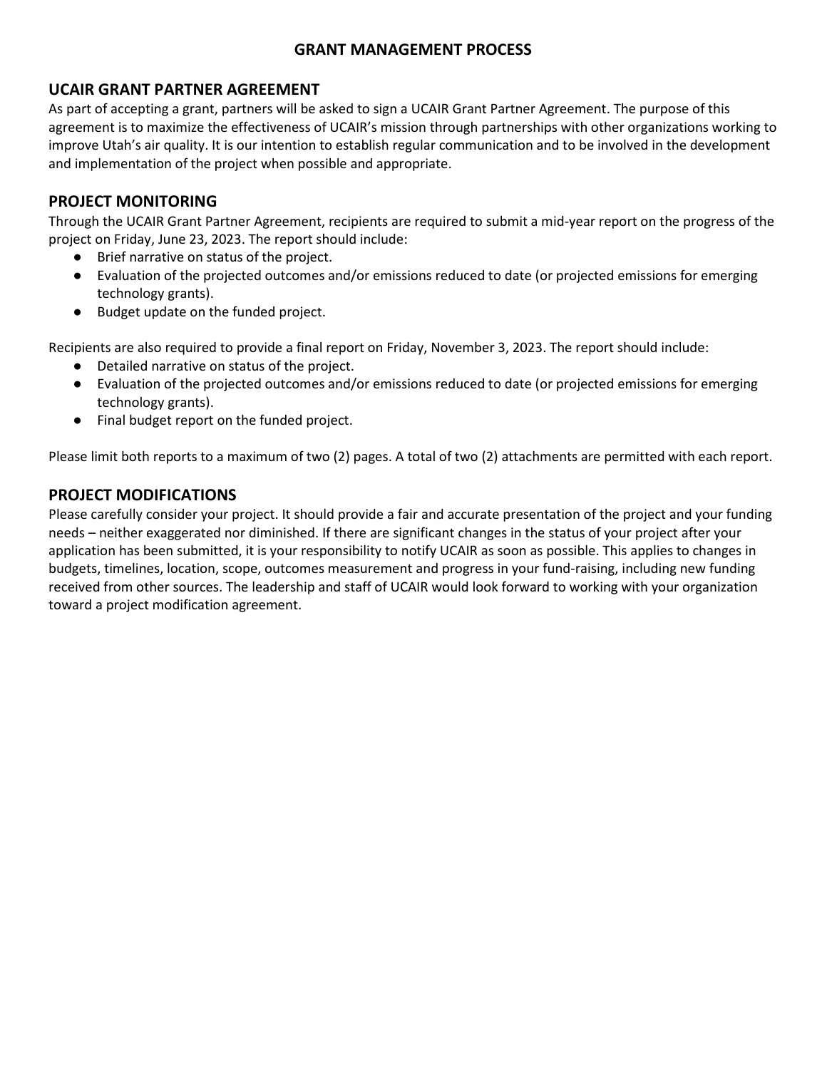# GRANT MANAGEMENT PROCESS

## UCAIR GRANT PARTNER AGREEMENT

As part of accepting a grant, partners will be asked to sign a UCAIR Grant Partner Agreement. The purpose of this agreement is to maximize the effectiveness of UCAIR's mission through partnerships with other organizations working to improve Utah's air quality. It is our intention to establish regular communication and to be involved in the development and implementation of the project when possible and appropriate.

## PROJECT MONITORING

Through the UCAIR Grant Partner Agreement, recipients are required to submit a mid-year report on the progress of the project on Friday, June 23, 2023. The report should include:

- Brief narrative on status of the project.
- Evaluation of the projected outcomes and/or emissions reduced to date (or projected emissions for emerging technology grants).
- Budget update on the funded project.

Recipients are also required to provide a final report on Friday, November 3, 2023. The report should include:

- Detailed narrative on status of the project.
- Evaluation of the projected outcomes and/or emissions reduced to date (or projected emissions for emerging technology grants).
- Final budget report on the funded project.

Please limit both reports to a maximum of two (2) pages. A total of two (2) attachments are permitted with each report.

## PROJECT MODIFICATIONS

Please carefully consider your project. It should provide a fair and accurate presentation of the project and your funding needs – neither exaggerated nor diminished. If there are significant changes in the status of your project after your application has been submitted, it is your responsibility to notify UCAIR as soon as possible. This applies to changes in budgets, timelines, location, scope, outcomes measurement and progress in your fund-raising, including new funding received from other sources. The leadership and staff of UCAIR would look forward to working with your organization toward a project modification agreement.